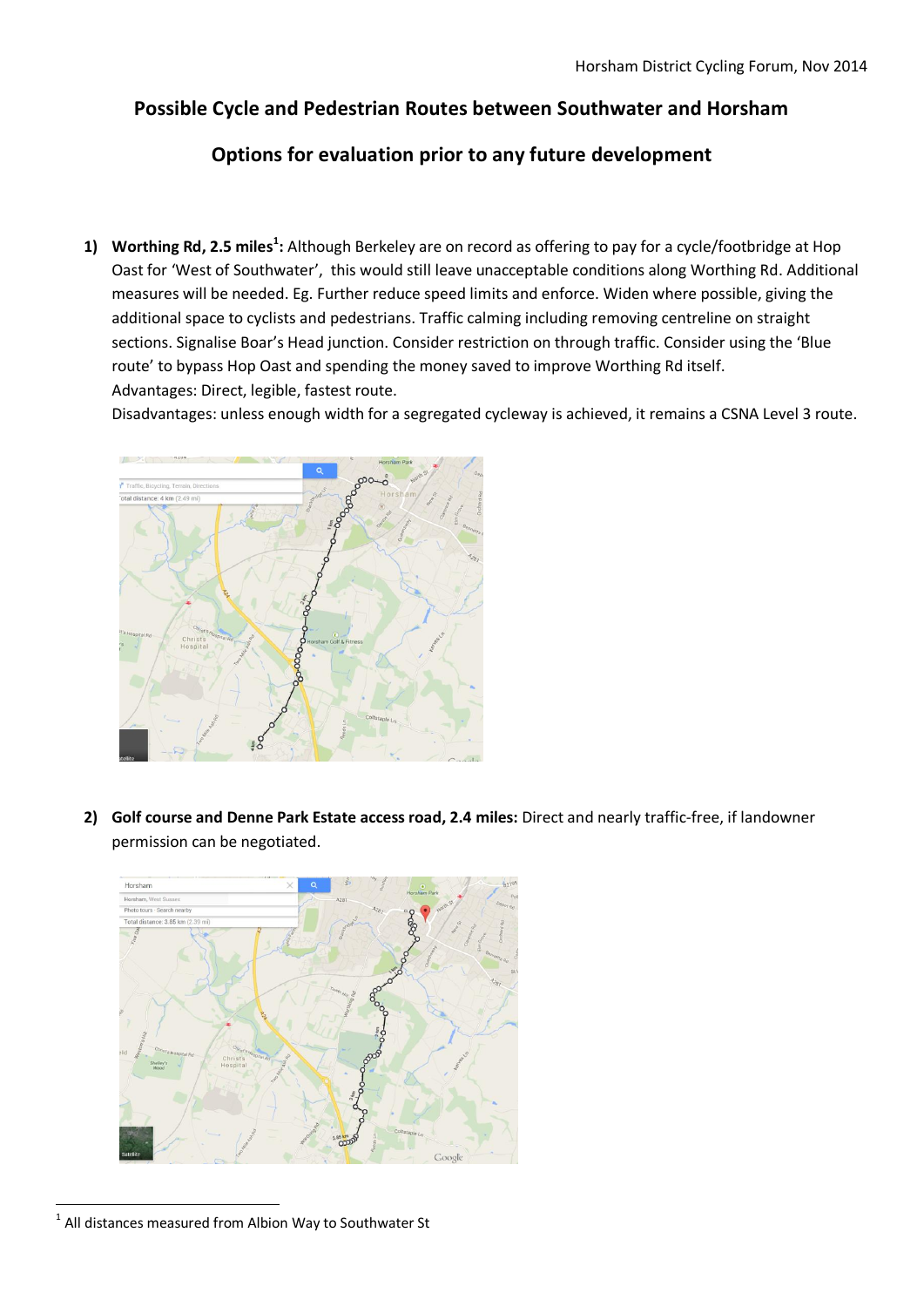Horsham District Cycling Forum, Nov 2014

# Possible Cycle and Pedestrian Routes between Southwater and Horsham

## Options for evaluation prior to any future development

1) **Worthing Rd, 2.5 miles[1]:** Although Berkeley are on record as offering to pay for a cycle/footbridge at Hop Oast for 'West of Southwater', this would still leave unacceptable conditions along Worthing Rd. Additional measures will be needed. Eg. Further reduce speed limits and enforce. Widen where possible, giving the additional space to cyclists and pedestrians. Traffic calming including removing centreline on straight sections. Signalise Boar's Head junction. Consider restriction on through traffic. Consider using the 'Blue route' to bypass Hop Oast and spending the money saved to improve Worthing Rd itself.
   Advantages: Direct, legible, fastest route.
   Disadvantages: unless enough width for a segregated cycleway is achieved, it remains a CSNA Level 3 route.

2) **Golf course and Denne Park Estate access road, 2.4 miles:** Direct and nearly traffic-free, if landowner permission can be negotiated.

---

[1] All distances measured from Albion Way to Southwater St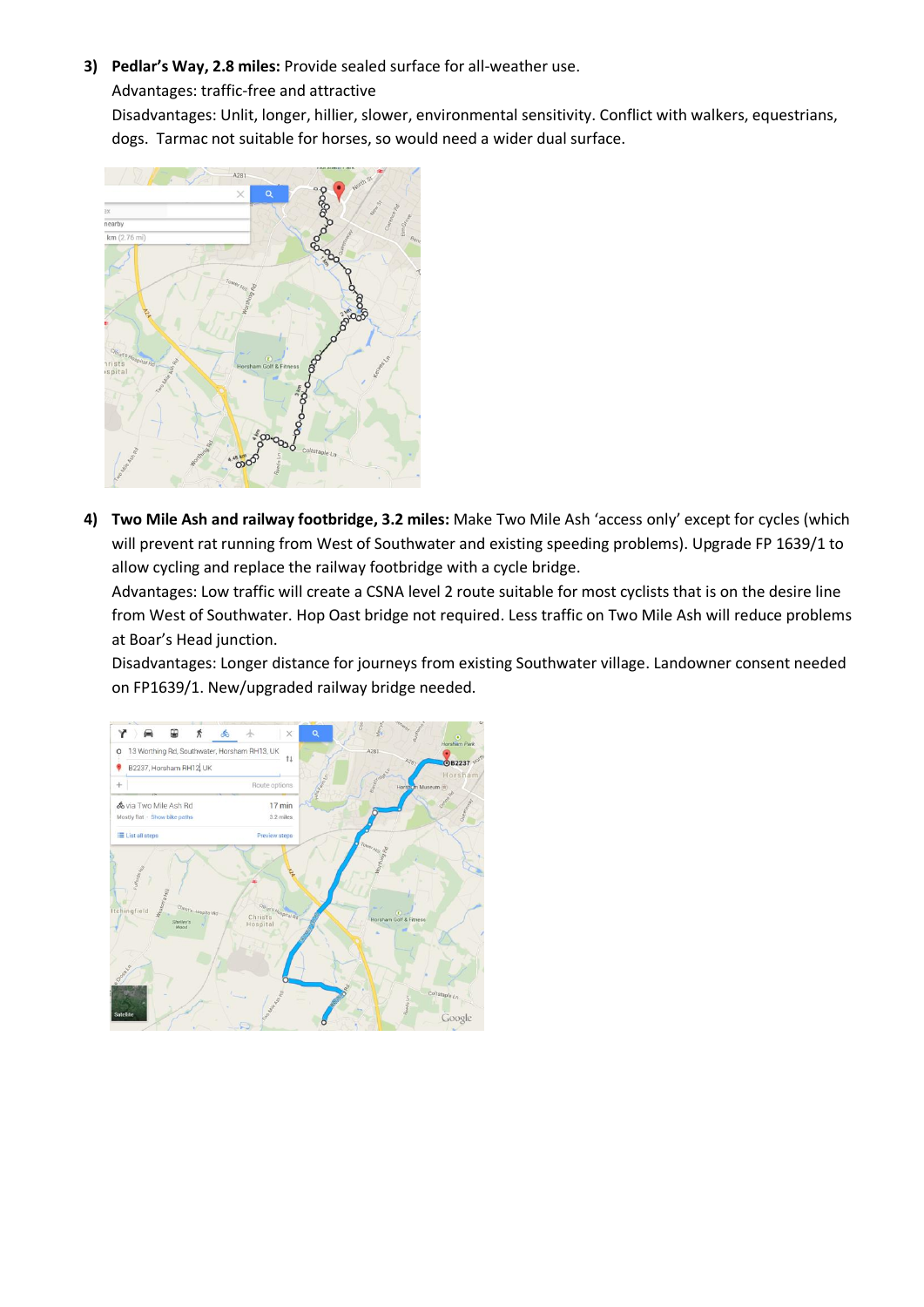3) **Pedlar's Way, 2.8 miles:** Provide sealed surface for all-weather use.

   Advantages: traffic-free and attractive

   Disadvantages: Unlit, longer, hillier, slower, environmental sensitivity. Conflict with walkers, equestrians, dogs. Tarmac not suitable for horses, so would need a wider dual surface.

4) **Two Mile Ash and railway footbridge, 3.2 miles:** Make Two Mile Ash 'access only' except for cycles (which will prevent rat running from West of Southwater and existing speeding problems). Upgrade FP 1639/1 to allow cycling and replace the railway footbridge with a cycle bridge.

   Advantages: Low traffic will create a CSNA level 2 route suitable for most cyclists that is on the desire line from West of Southwater. Hop Oast bridge not required. Less traffic on Two Mile Ash will reduce problems at Boar's Head junction.

   Disadvantages: Longer distance for journeys from existing Southwater village. Landowner consent needed on FP1639/1. New/upgraded railway bridge needed.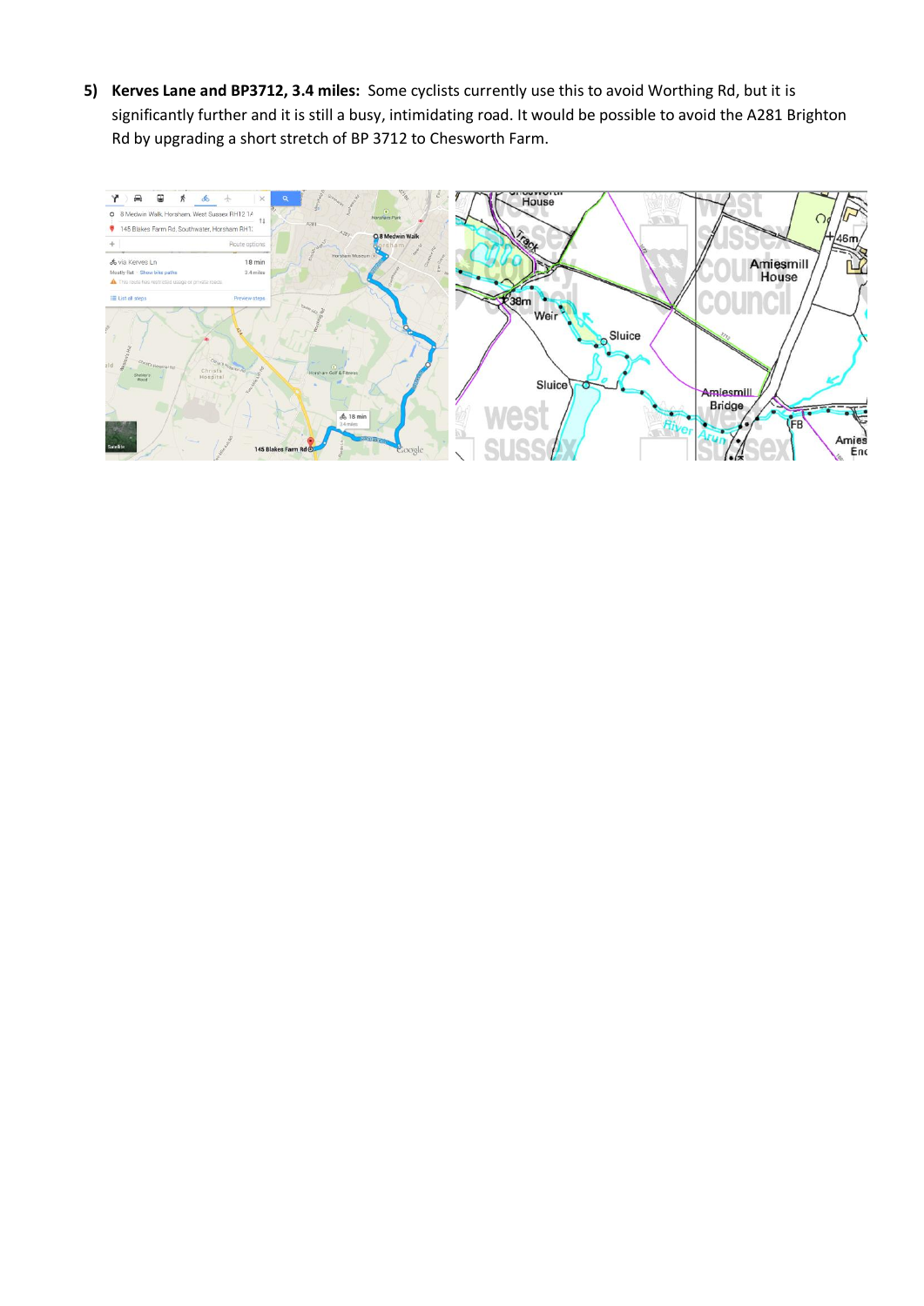5) **Kerves Lane and BP3712, 3.4 miles:** Some cyclists currently use this to avoid Worthing Rd, but it is significantly further and it is still a busy, intimidating road. It would be possible to avoid the A281 Brighton Rd by upgrading a short stretch of BP 3712 to Chesworth Farm.